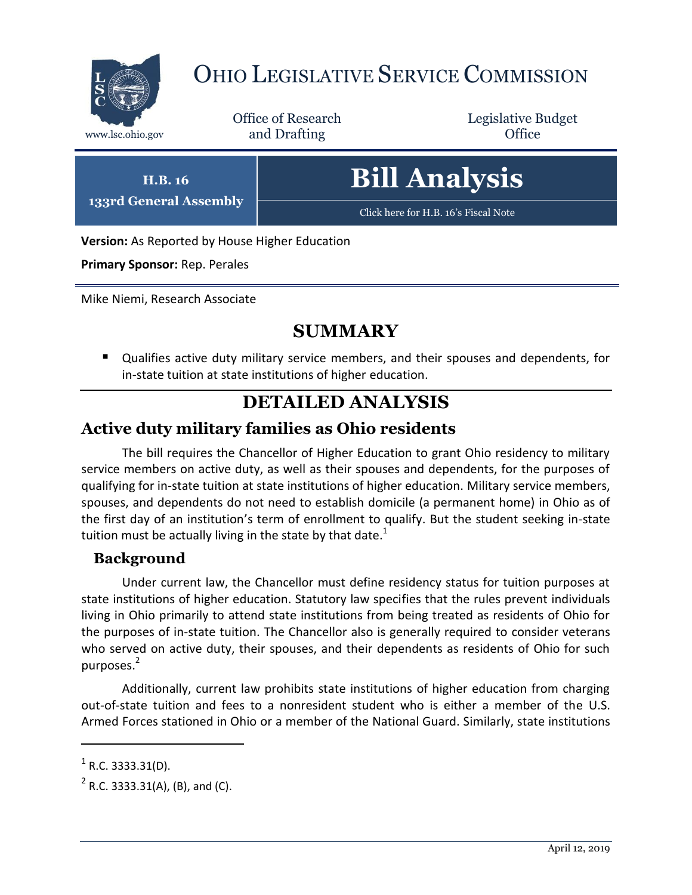# OHIO LEGISLATIVE SERVICE COMMISSION

www.lsc.ohio.gov

Office of Research and Drafting

Legislative Budget Office

**H.B. 16**
**133rd General Assembly**

# Bill Analysis

Click here for H.B. 16's Fiscal Note

**Version:** As Reported by House Higher Education

**Primary Sponsor:** Rep. Perales

Mike Niemi, Research Associate

## SUMMARY

- Qualifies active duty military service members, and their spouses and dependents, for in-state tuition at state institutions of higher education.

## DETAILED ANALYSIS

### Active duty military families as Ohio residents

The bill requires the Chancellor of Higher Education to grant Ohio residency to military service members on active duty, as well as their spouses and dependents, for the purposes of qualifying for in-state tuition at state institutions of higher education. Military service members, spouses, and dependents do not need to establish domicile (a permanent home) in Ohio as of the first day of an institution's term of enrollment to qualify. But the student seeking in-state tuition must be actually living in the state by that date.[1]

#### Background

Under current law, the Chancellor must define residency status for tuition purposes at state institutions of higher education. Statutory law specifies that the rules prevent individuals living in Ohio primarily to attend state institutions from being treated as residents of Ohio for the purposes of in-state tuition. The Chancellor also is generally required to consider veterans who served on active duty, their spouses, and their dependents as residents of Ohio for such purposes.[2]

Additionally, current law prohibits state institutions of higher education from charging out-of-state tuition and fees to a nonresident student who is either a member of the U.S. Armed Forces stationed in Ohio or a member of the National Guard. Similarly, state institutions

[1] R.C. 3333.31(D).

[2] R.C. 3333.31(A), (B), and (C).

April 12, 2019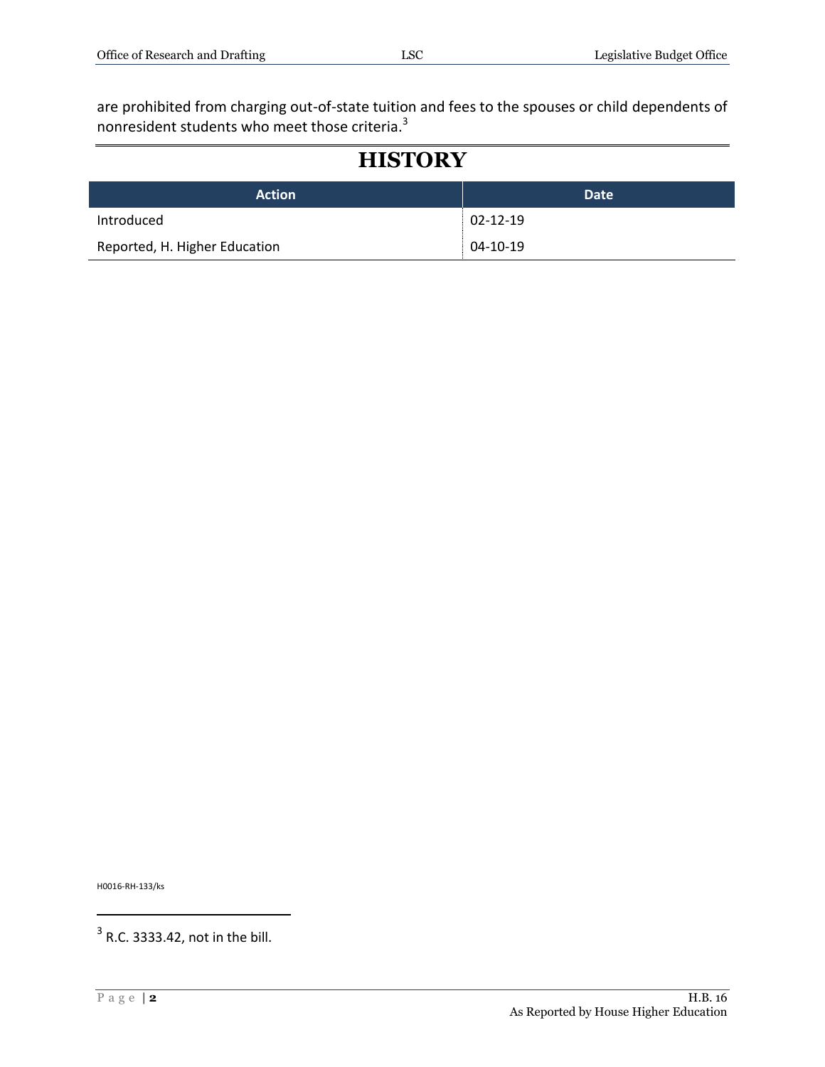are prohibited from charging out-of-state tuition and fees to the spouses or child dependents of nonresident students who meet those criteria.[3]

# HISTORY

| Action | Date |
| --- | --- |
| Introduced | 02-12-19 |
| Reported, H. Higher Education | 04-10-19 |

H0016-RH-133/ks

[3] R.C. 3333.42, not in the bill.